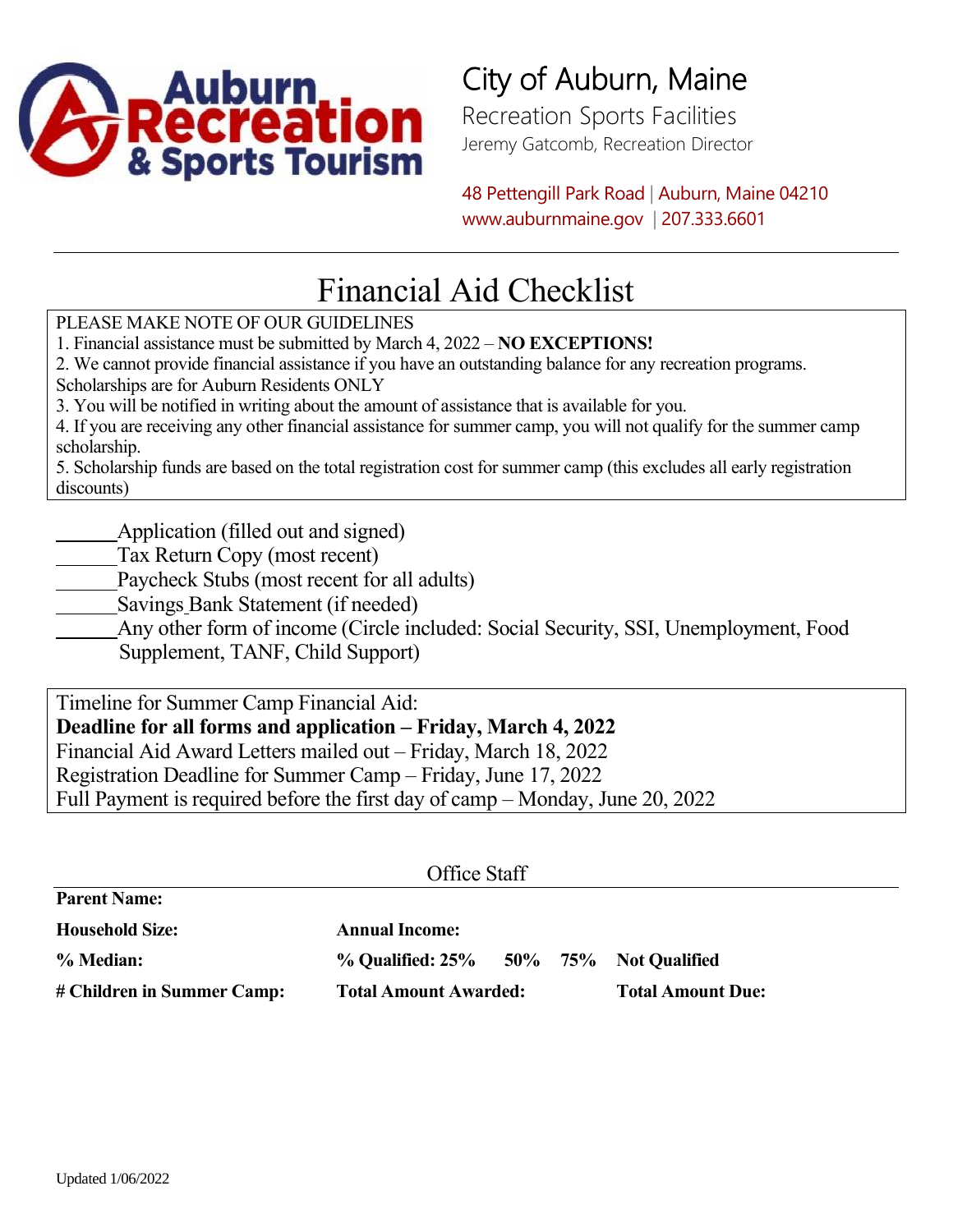Auburn Recreation & Sports Tourism

# City of Auburn, Maine

Recreation Sports Facilities
Jeremy Gatcomb, Recreation Director

48 Pettengill Park Road | Auburn, Maine 04210
www.auburnmaine.gov | 207.333.6601

---

# Financial Aid Checklist

PLEASE MAKE NOTE OF OUR GUIDELINES

1. Financial assistance must be submitted by March 4, 2022 – **NO EXCEPTIONS!**
2. We cannot provide financial assistance if you have an outstanding balance for any recreation programs. Scholarships are for Auburn Residents ONLY
3. You will be notified in writing about the amount of assistance that is available for you.
4. If you are receiving any other financial assistance for summer camp, you will not qualify for the summer camp scholarship.
5. Scholarship funds are based on the total registration cost for summer camp (this excludes all early registration discounts)

______Application (filled out and signed)
______Tax Return Copy (most recent)
______Paycheck Stubs (most recent for all adults)
______Savings Bank Statement (if needed)
______Any other form of income (Circle included: Social Security, SSI, Unemployment, Food Supplement, TANF, Child Support)

Timeline for Summer Camp Financial Aid:
**Deadline for all forms and application – Friday, March 4, 2022**
Financial Aid Award Letters mailed out – Friday, March 18, 2022
Registration Deadline for Summer Camp – Friday, June 17, 2022
Full Payment is required before the first day of camp – Monday, June 20, 2022

Office Staff

---

**Parent Name:**

**Household Size:** **Annual Income:**

**% Median:** **% Qualified: 25% 50% 75% Not Qualified**

**# Children in Summer Camp:** **Total Amount Awarded:** **Total Amount Due:**

Updated 1/06/2022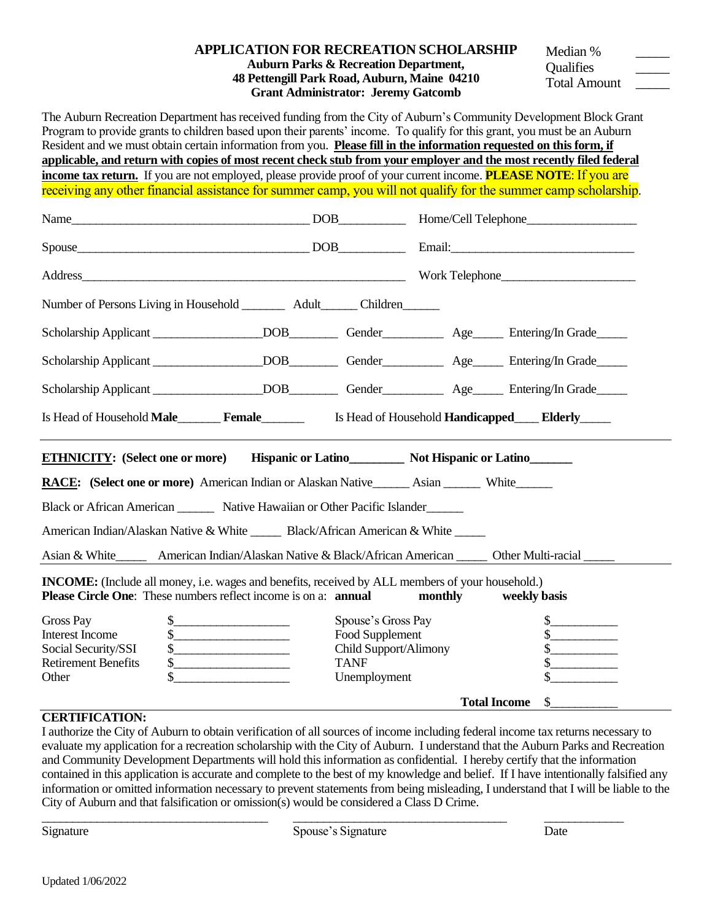# APPLICATION FOR RECREATION SCHOLARSHIP

**Auburn Parks & Recreation Department,**
**48 Pettengill Park Road, Auburn, Maine 04210**
**Grant Administrator: Jeremy Gatcomb**

Median % _____
Qualifies _____
Total Amount _____

The Auburn Recreation Department has received funding from the City of Auburn's Community Development Block Grant Program to provide grants to children based upon their parents' income. To qualify for this grant, you must be an Auburn Resident and we must obtain certain information from you. **Please fill in the information requested on this form, if applicable, and return with copies of most recent check stub from your employer and the most recently filed federal income tax return.** If you are not employed, please provide proof of your current income. **PLEASE NOTE**: If you are receiving any other financial assistance for summer camp, you will not qualify for the summer camp scholarship.

Name________________________________________ DOB___________ Home/Cell Telephone__________________

Spouse_______________________________________ DOB___________ Email:______________________________

Address_______________________________________________________ Work Telephone______________________

Number of Persons Living in Household _______ Adult______ Children______

Scholarship Applicant _________________DOB________ Gender__________ Age_____ Entering/In Grade_____

Scholarship Applicant _________________DOB________ Gender__________ Age_____ Entering/In Grade_____

Scholarship Applicant _________________DOB________ Gender__________ Age_____ Entering/In Grade_____

Is Head of Household **Male**_______ **Female**_______ Is Head of Household **Handicapped**____ **Elderly**_____

---

**ETHNICITY: (Select one or more)** **Hispanic or Latino_________ Not Hispanic or Latino_______**

**RACE: (Select one or more)** American Indian or Alaskan Native______ Asian ______ White______

Black or African American ______ Native Hawaiian or Other Pacific Islander______

American Indian/Alaskan Native & White _____ Black/African American & White _____

Asian & White_____ American Indian/Alaskan Native & Black/African American _____ Other Multi-racial _____

---

**INCOME:** (Include all money, i.e. wages and benefits, received by ALL members of your household.)
**Please Circle One**: These numbers reflect income is on a: **annual** **monthly** **weekly basis**

| | | | |
|---|---|---|---|
| Gross Pay | $__________________ | Spouse's Gross Pay | $__________ |
| Interest Income | $__________________ | Food Supplement | $__________ |
| Social Security/SSI | $__________________ | Child Support/Alimony | $__________ |
| Retirement Benefits | $__________________ | TANF | $__________ |
| Other | $__________________ | Unemployment | $__________ |
| | | **Total Income** | $__________ |

**CERTIFICATION:**

I authorize the City of Auburn to obtain verification of all sources of income including federal income tax returns necessary to evaluate my application for a recreation scholarship with the City of Auburn. I understand that the Auburn Parks and Recreation and Community Development Departments will hold this information as confidential. I hereby certify that the information contained in this application is accurate and complete to the best of my knowledge and belief. If I have intentionally falsified any information or omitted information necessary to prevent statements from being misleading, I understand that I will be liable to the City of Auburn and that falsification or omission(s) would be considered a Class D Crime.

_____________________________________ ___________________________________ _____________

Signature Spouse's Signature Date

Updated 1/06/2022